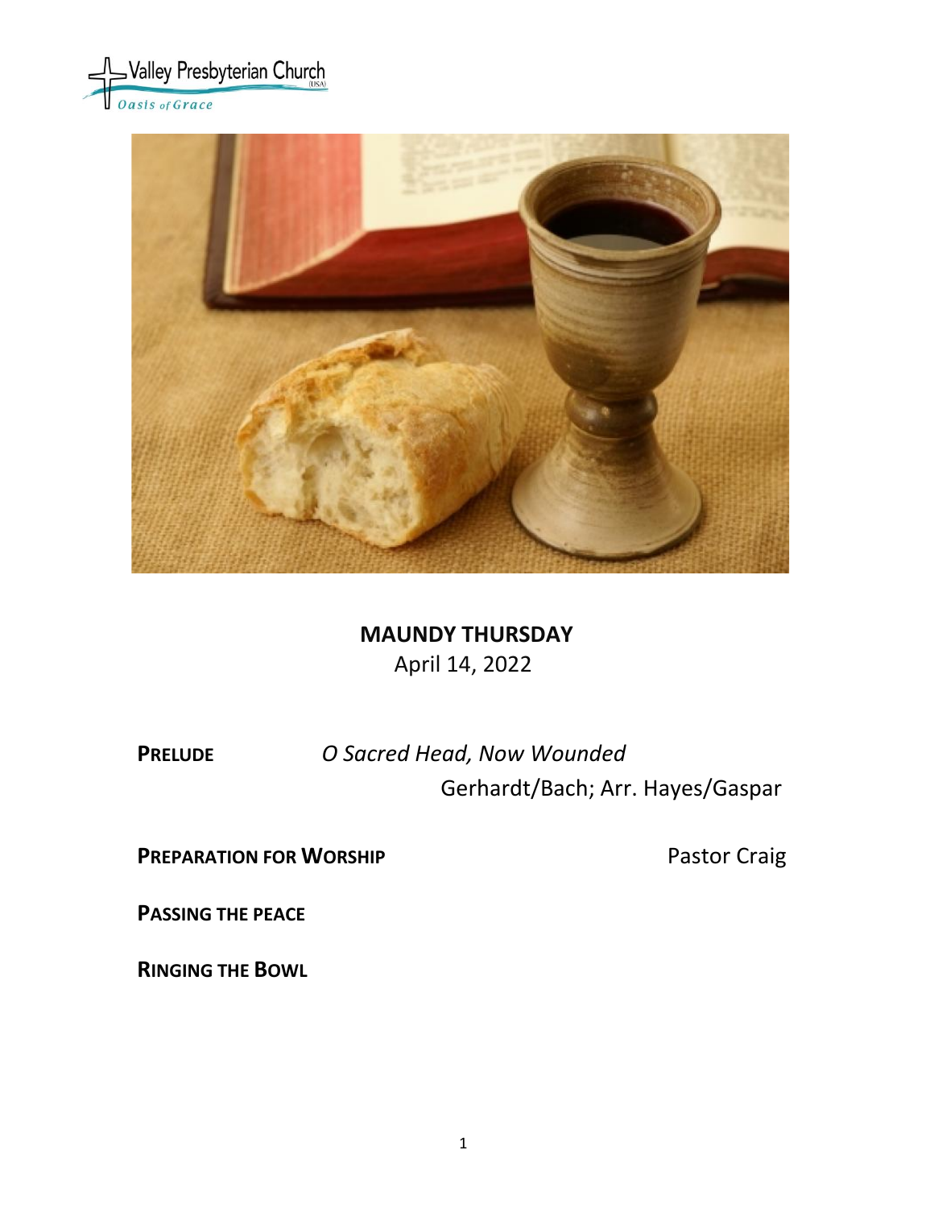Valley Presbyterian Church (USA)
*Oasis of Grace*

# MAUNDY THURSDAY

April 14, 2022

**PRELUDE** *O Sacred Head, Now Wounded*
Gerhardt/Bach; Arr. Hayes/Gaspar

**PREPARATION FOR WORSHIP** Pastor Craig

**PASSING THE PEACE**

**RINGING THE BOWL**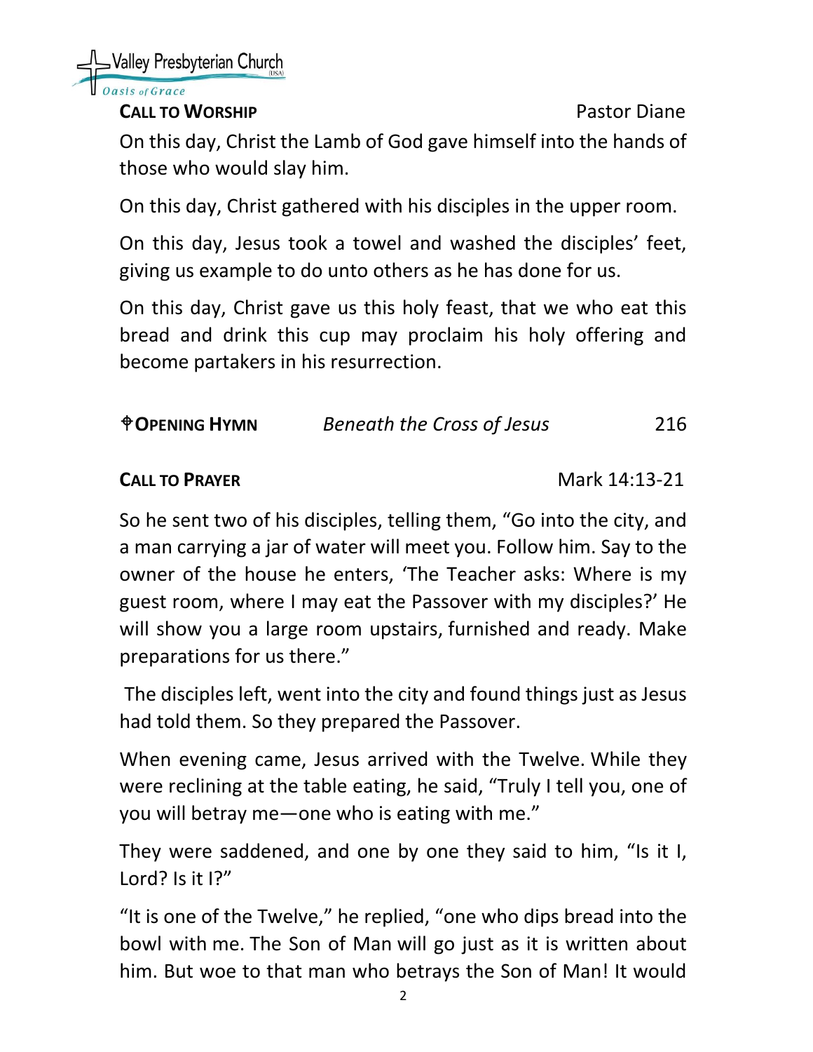**CALL TO WORSHIP** Pastor Diane

On this day, Christ the Lamb of God gave himself into the hands of those who would slay him.

On this day, Christ gathered with his disciples in the upper room.

On this day, Jesus took a towel and washed the disciples' feet, giving us example to do unto others as he has done for us.

On this day, Christ gave us this holy feast, that we who eat this bread and drink this cup may proclaim his holy offering and become partakers in his resurrection.

**✟OPENING HYMN** *Beneath the Cross of Jesus* 216

**CALL TO PRAYER** Mark 14:13-21

So he sent two of his disciples, telling them, "Go into the city, and a man carrying a jar of water will meet you. Follow him. Say to the owner of the house he enters, 'The Teacher asks: Where is my guest room, where I may eat the Passover with my disciples?' He will show you a large room upstairs, furnished and ready. Make preparations for us there."

The disciples left, went into the city and found things just as Jesus had told them. So they prepared the Passover.

When evening came, Jesus arrived with the Twelve. While they were reclining at the table eating, he said, "Truly I tell you, one of you will betray me—one who is eating with me."

They were saddened, and one by one they said to him, "Is it I, Lord? Is it I?"

"It is one of the Twelve," he replied, "one who dips bread into the bowl with me. The Son of Man will go just as it is written about him. But woe to that man who betrays the Son of Man! It would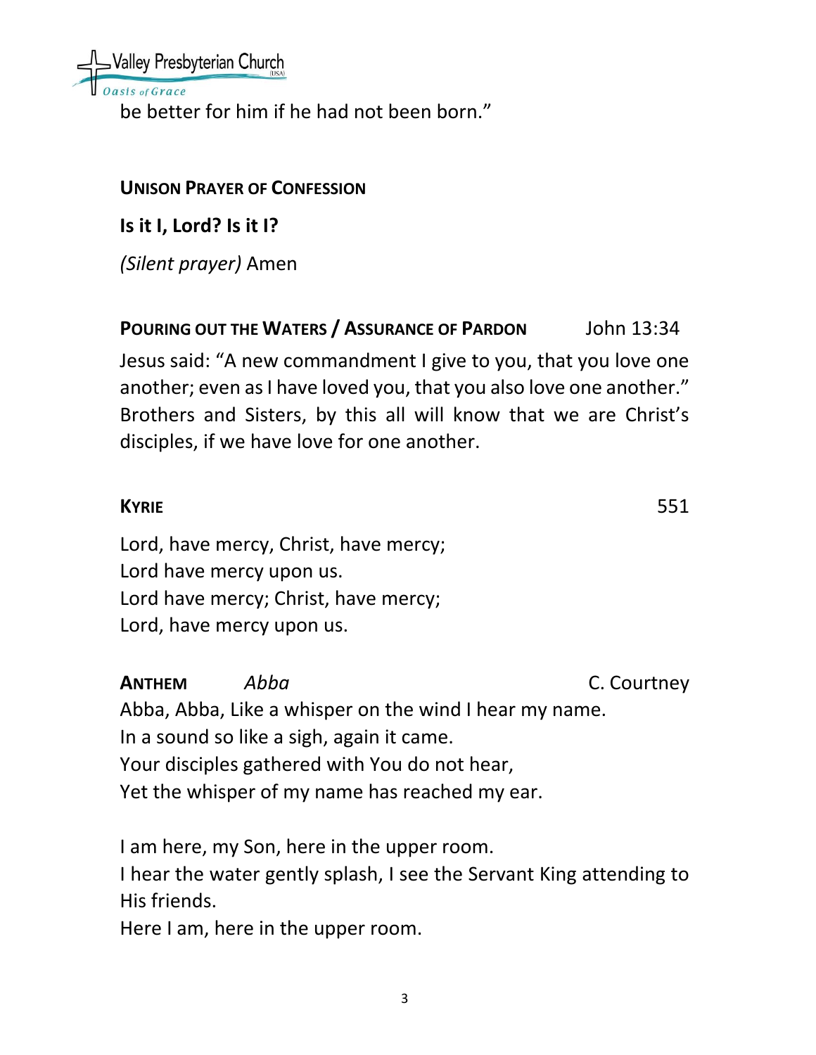be better for him if he had not been born."

**Unison Prayer of Confession**

**Is it I, Lord? Is it I?**

*(Silent prayer)* Amen

**Pouring out the Waters / Assurance of Pardon** John 13:34

Jesus said: "A new commandment I give to you, that you love one another; even as I have loved you, that you also love one another." Brothers and Sisters, by this all will know that we are Christ's disciples, if we have love for one another.

**Kyrie** 551

Lord, have mercy, Christ, have mercy;
Lord have mercy upon us.
Lord have mercy; Christ, have mercy;
Lord, have mercy upon us.

**Anthem** *Abba* C. Courtney

Abba, Abba, Like a whisper on the wind I hear my name.
In a sound so like a sigh, again it came.
Your disciples gathered with You do not hear,
Yet the whisper of my name has reached my ear.

I am here, my Son, here in the upper room.
I hear the water gently splash, I see the Servant King attending to His friends.
Here I am, here in the upper room.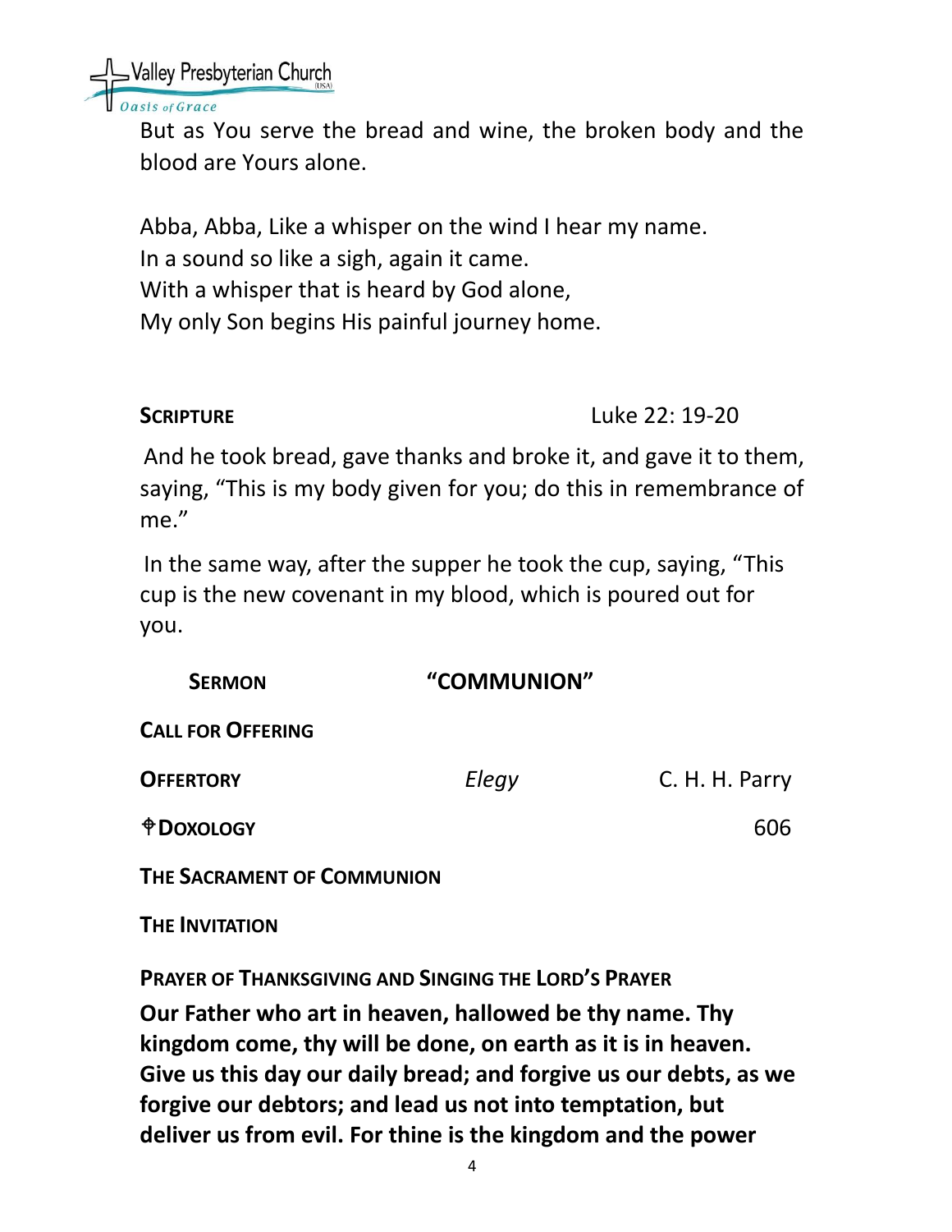But as You serve the bread and wine, the broken body and the blood are Yours alone.

Abba, Abba, Like a whisper on the wind I hear my name.
In a sound so like a sigh, again it came.
With a whisper that is heard by God alone,
My only Son begins His painful journey home.

**SCRIPTURE** Luke 22: 19-20

And he took bread, gave thanks and broke it, and gave it to them, saying, "This is my body given for you; do this in remembrance of me."

In the same way, after the supper he took the cup, saying, "This cup is the new covenant in my blood, which is poured out for you.

**SERMON** **"COMMUNION"**

**CALL FOR OFFERING**

**OFFERTORY** *Elegy* C. H. H. Parry

✠**DOXOLOGY** 606

**THE SACRAMENT OF COMMUNION**

**THE INVITATION**

**PRAYER OF THANKSGIVING AND SINGING THE LORD'S PRAYER**

**Our Father who art in heaven, hallowed be thy name. Thy kingdom come, thy will be done, on earth as it is in heaven. Give us this day our daily bread; and forgive us our debts, as we forgive our debtors; and lead us not into temptation, but deliver us from evil. For thine is the kingdom and the power**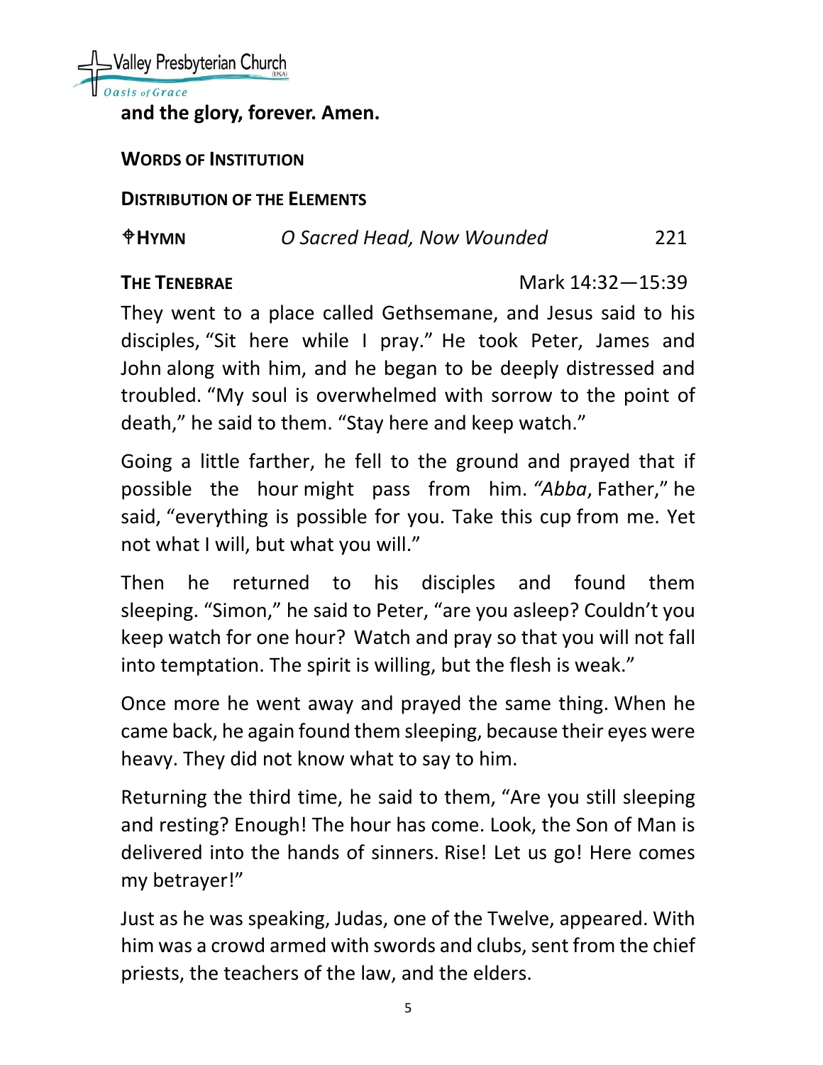**and the glory, forever. Amen.**

**WORDS OF INSTITUTION**

**DISTRIBUTION OF THE ELEMENTS**

**✟HYMN** *O Sacred Head, Now Wounded* 221

**THE TENEBRAE** Mark 14:32—15:39

They went to a place called Gethsemane, and Jesus said to his disciples, "Sit here while I pray." He took Peter, James and John along with him, and he began to be deeply distressed and troubled. "My soul is overwhelmed with sorrow to the point of death," he said to them. "Stay here and keep watch."

Going a little farther, he fell to the ground and prayed that if possible the hour might pass from him. *"Abba*, Father," he said, "everything is possible for you. Take this cup from me. Yet not what I will, but what you will."

Then he returned to his disciples and found them sleeping. "Simon," he said to Peter, "are you asleep? Couldn't you keep watch for one hour? Watch and pray so that you will not fall into temptation. The spirit is willing, but the flesh is weak."

Once more he went away and prayed the same thing. When he came back, he again found them sleeping, because their eyes were heavy. They did not know what to say to him.

Returning the third time, he said to them, "Are you still sleeping and resting? Enough! The hour has come. Look, the Son of Man is delivered into the hands of sinners. Rise! Let us go! Here comes my betrayer!"

Just as he was speaking, Judas, one of the Twelve, appeared. With him was a crowd armed with swords and clubs, sent from the chief priests, the teachers of the law, and the elders.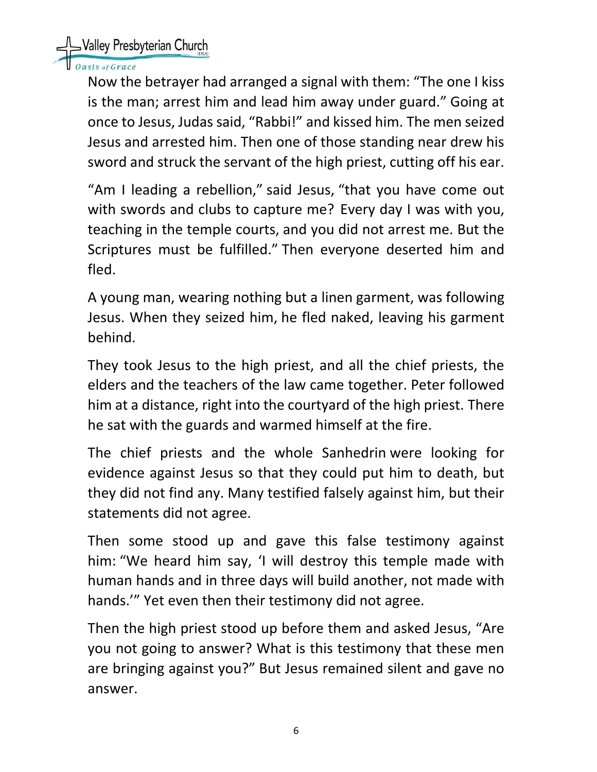Now the betrayer had arranged a signal with them: "The one I kiss is the man; arrest him and lead him away under guard." Going at once to Jesus, Judas said, "Rabbi!" and kissed him. The men seized Jesus and arrested him. Then one of those standing near drew his sword and struck the servant of the high priest, cutting off his ear.

"Am I leading a rebellion," said Jesus, "that you have come out with swords and clubs to capture me? Every day I was with you, teaching in the temple courts, and you did not arrest me. But the Scriptures must be fulfilled." Then everyone deserted him and fled.

A young man, wearing nothing but a linen garment, was following Jesus. When they seized him, he fled naked, leaving his garment behind.

They took Jesus to the high priest, and all the chief priests, the elders and the teachers of the law came together. Peter followed him at a distance, right into the courtyard of the high priest. There he sat with the guards and warmed himself at the fire.

The chief priests and the whole Sanhedrin were looking for evidence against Jesus so that they could put him to death, but they did not find any. Many testified falsely against him, but their statements did not agree.

Then some stood up and gave this false testimony against him: "We heard him say, 'I will destroy this temple made with human hands and in three days will build another, not made with hands.'" Yet even then their testimony did not agree.

Then the high priest stood up before them and asked Jesus, "Are you not going to answer? What is this testimony that these men are bringing against you?" But Jesus remained silent and gave no answer.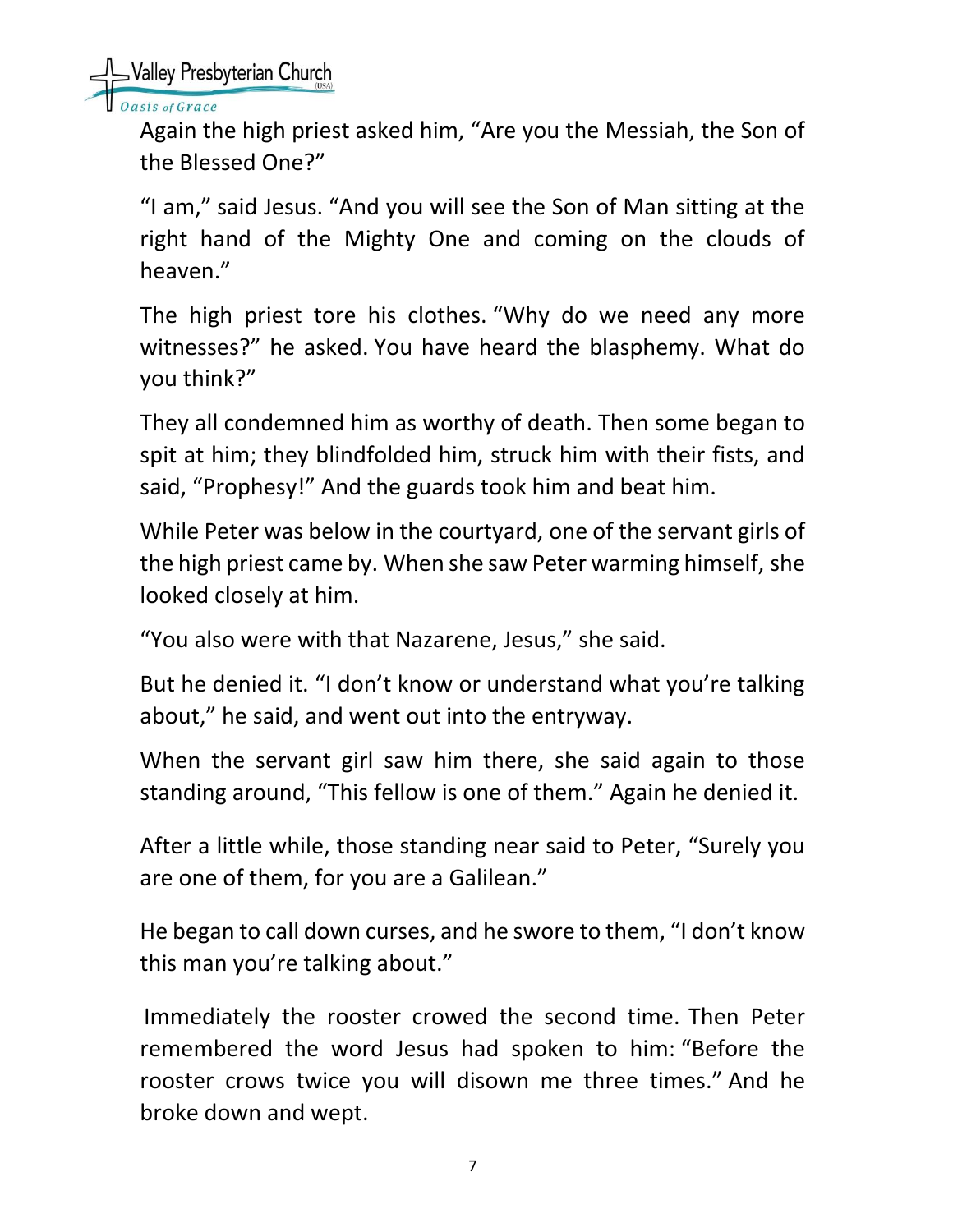Again the high priest asked him, “Are you the Messiah, the Son of the Blessed One?”

“I am,” said Jesus. “And you will see the Son of Man sitting at the right hand of the Mighty One and coming on the clouds of heaven.”

The high priest tore his clothes. “Why do we need any more witnesses?” he asked. You have heard the blasphemy. What do you think?”

They all condemned him as worthy of death. Then some began to spit at him; they blindfolded him, struck him with their fists, and said, “Prophesy!” And the guards took him and beat him.

While Peter was below in the courtyard, one of the servant girls of the high priest came by. When she saw Peter warming himself, she looked closely at him.

“You also were with that Nazarene, Jesus,” she said.

But he denied it. “I don’t know or understand what you’re talking about,” he said, and went out into the entryway.

When the servant girl saw him there, she said again to those standing around, “This fellow is one of them.” Again he denied it.

After a little while, those standing near said to Peter, “Surely you are one of them, for you are a Galilean.”

He began to call down curses, and he swore to them, “I don’t know this man you’re talking about.”

Immediately the rooster crowed the second time. Then Peter remembered the word Jesus had spoken to him: “Before the rooster crows twice you will disown me three times.” And he broke down and wept.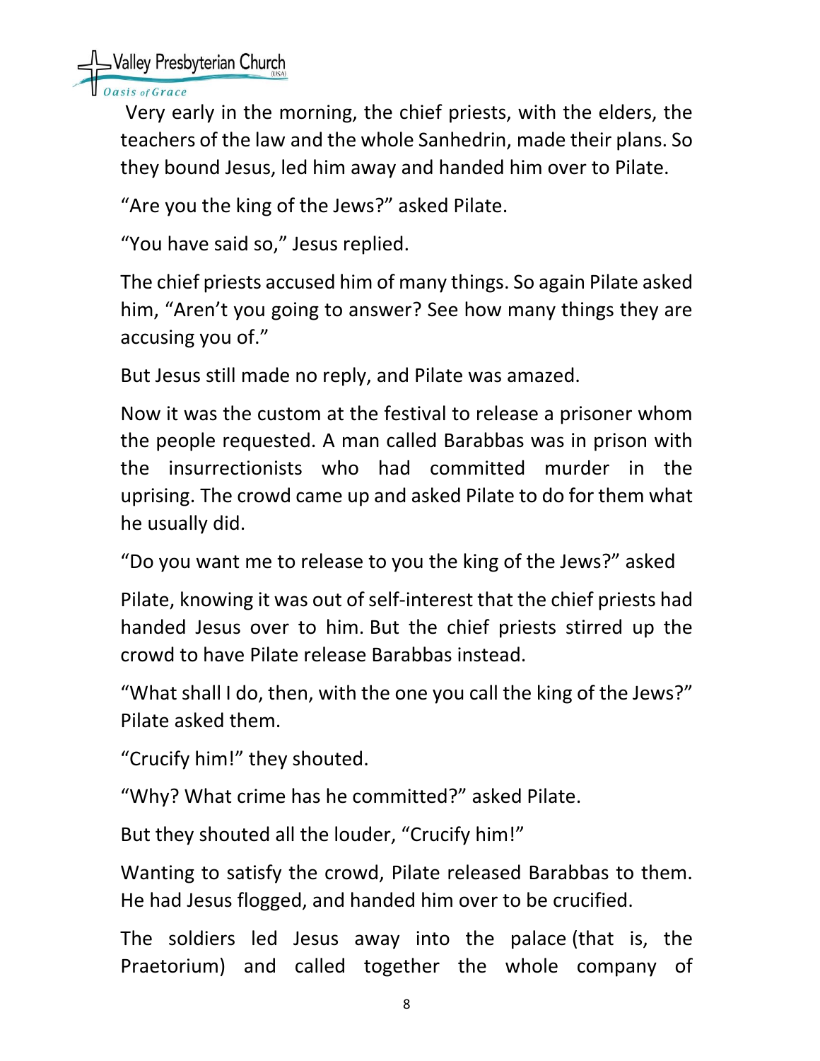Very early in the morning, the chief priests, with the elders, the teachers of the law and the whole Sanhedrin, made their plans. So they bound Jesus, led him away and handed him over to Pilate.

"Are you the king of the Jews?" asked Pilate.

"You have said so," Jesus replied.

The chief priests accused him of many things. So again Pilate asked him, "Aren't you going to answer? See how many things they are accusing you of."

But Jesus still made no reply, and Pilate was amazed.

Now it was the custom at the festival to release a prisoner whom the people requested. A man called Barabbas was in prison with the insurrectionists who had committed murder in the uprising. The crowd came up and asked Pilate to do for them what he usually did.

"Do you want me to release to you the king of the Jews?" asked

Pilate, knowing it was out of self-interest that the chief priests had handed Jesus over to him. But the chief priests stirred up the crowd to have Pilate release Barabbas instead.

"What shall I do, then, with the one you call the king of the Jews?" Pilate asked them.

"Crucify him!" they shouted.

"Why? What crime has he committed?" asked Pilate.

But they shouted all the louder, "Crucify him!"

Wanting to satisfy the crowd, Pilate released Barabbas to them. He had Jesus flogged, and handed him over to be crucified.

The soldiers led Jesus away into the palace (that is, the Praetorium) and called together the whole company of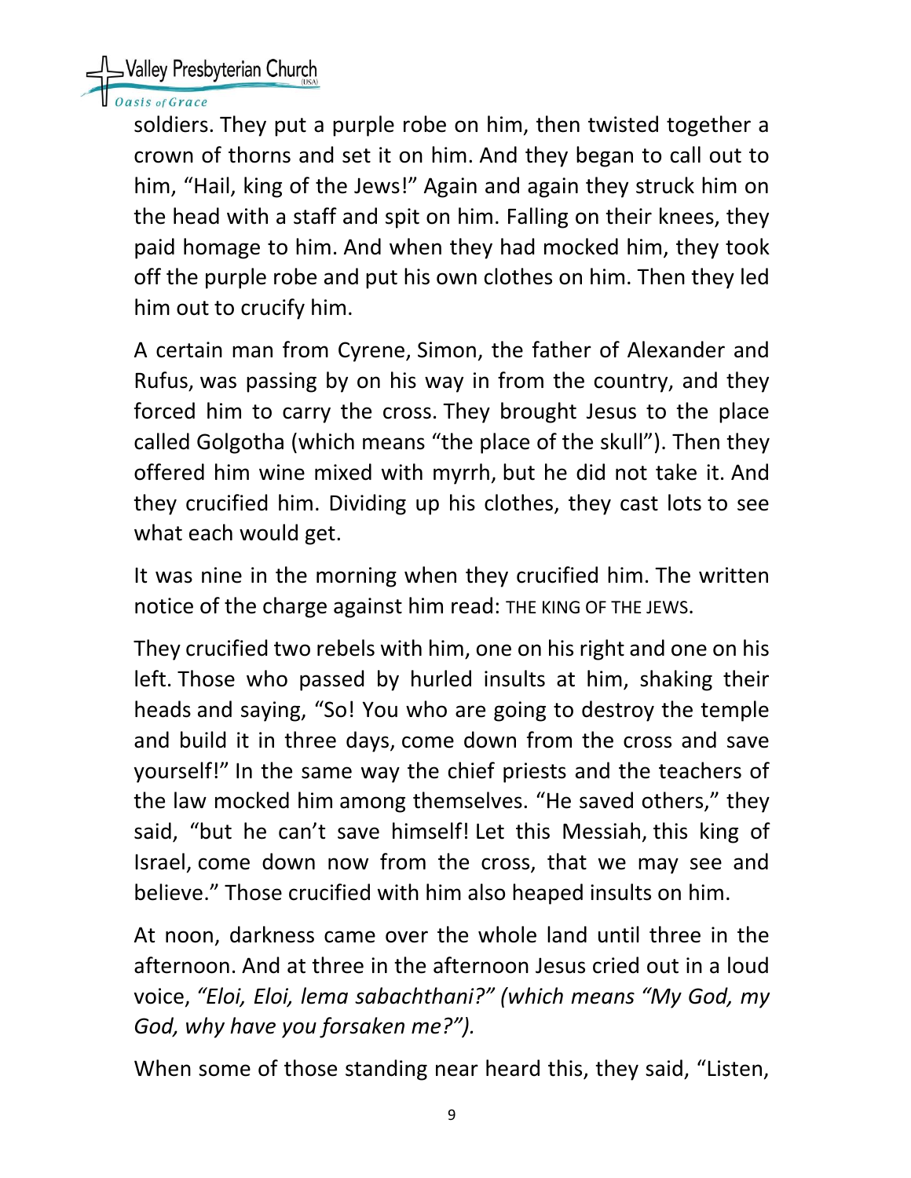soldiers. They put a purple robe on him, then twisted together a crown of thorns and set it on him. And they began to call out to him, “Hail, king of the Jews!” Again and again they struck him on the head with a staff and spit on him. Falling on their knees, they paid homage to him. And when they had mocked him, they took off the purple robe and put his own clothes on him. Then they led him out to crucify him.

A certain man from Cyrene, Simon, the father of Alexander and Rufus, was passing by on his way in from the country, and they forced him to carry the cross. They brought Jesus to the place called Golgotha (which means “the place of the skull”). Then they offered him wine mixed with myrrh, but he did not take it. And they crucified him. Dividing up his clothes, they cast lots to see what each would get.

It was nine in the morning when they crucified him. The written notice of the charge against him read: THE KING OF THE JEWS.

They crucified two rebels with him, one on his right and one on his left. Those who passed by hurled insults at him, shaking their heads and saying, “So! You who are going to destroy the temple and build it in three days, come down from the cross and save yourself!” In the same way the chief priests and the teachers of the law mocked him among themselves. “He saved others,” they said, “but he can’t save himself! Let this Messiah, this king of Israel, come down now from the cross, that we may see and believe.” Those crucified with him also heaped insults on him.

At noon, darkness came over the whole land until three in the afternoon. And at three in the afternoon Jesus cried out in a loud voice, *“Eloi, Eloi, lema sabachthani?” (which means “My God, my God, why have you forsaken me?”).*

When some of those standing near heard this, they said, “Listen,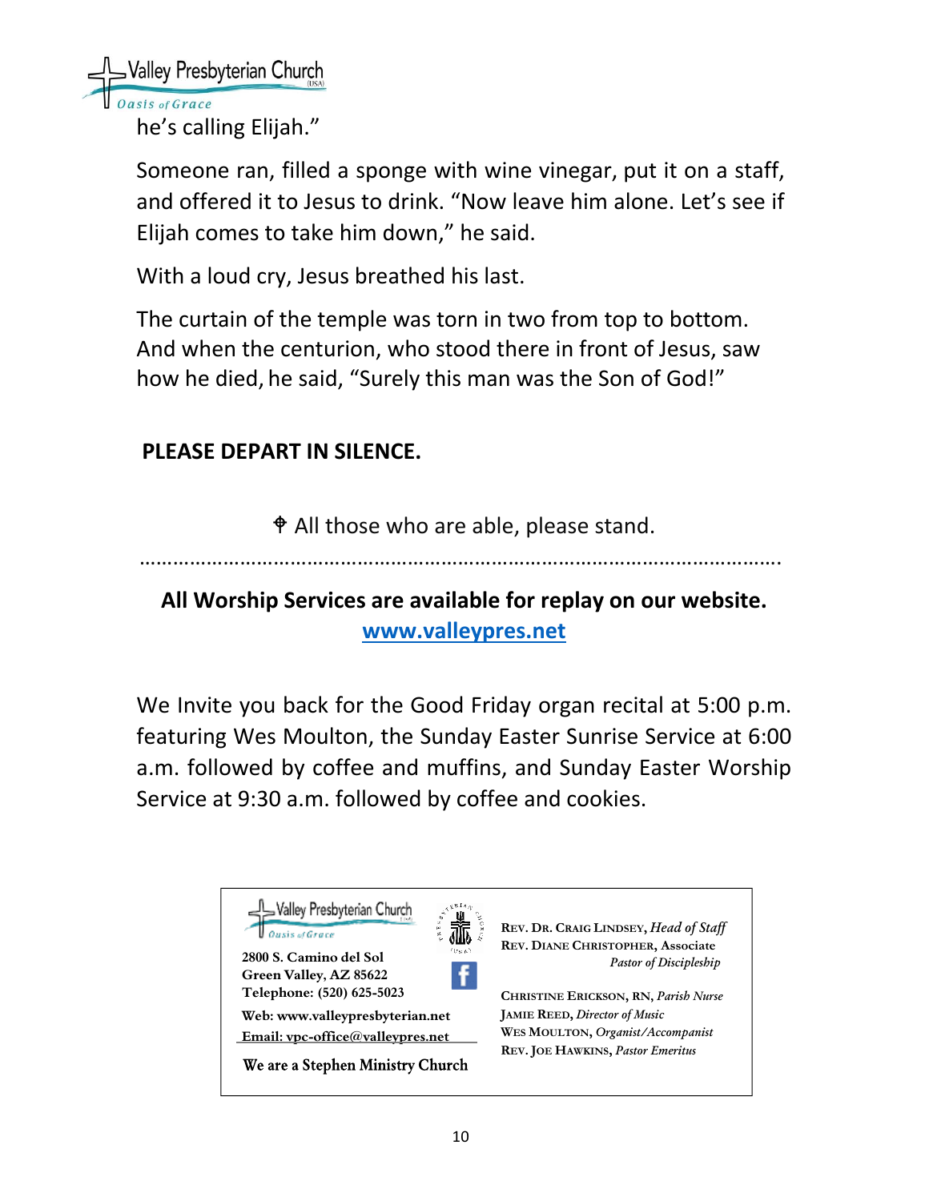he's calling Elijah."

Someone ran, filled a sponge with wine vinegar, put it on a staff, and offered it to Jesus to drink. "Now leave him alone. Let's see if Elijah comes to take him down," he said.

With a loud cry, Jesus breathed his last.

The curtain of the temple was torn in two from top to bottom. And when the centurion, who stood there in front of Jesus, saw how he died, he said, "Surely this man was the Son of God!"

**PLEASE DEPART IN SILENCE.**

⌖ All those who are able, please stand.

……………………………………………………………………………………………………

**All Worship Services are available for replay on our website.**
**[www.valleypres.net](http://www.valleypres.net)**

We Invite you back for the Good Friday organ recital at 5:00 p.m. featuring Wes Moulton, the Sunday Easter Sunrise Service at 6:00 a.m. followed by coffee and muffins, and Sunday Easter Worship Service at 9:30 a.m. followed by coffee and cookies.

Valley Presbyterian Church (USA)
Oasis of Grace

**2800 S. Camino del Sol**
**Green Valley, AZ 85622**
**Telephone: (520) 625-5023**

**Web: www.valleypresbyterian.net**
**Email: vpc-office@valleypres.net**

**We are a Stephen Ministry Church**

**REV. DR. CRAIG LINDSEY**, *Head of Staff*
**REV. DIANE CHRISTOPHER, Associate** *Pastor of Discipleship*

**CHRISTINE ERICKSON, RN**, *Parish Nurse*
**JAMIE REED**, *Director of Music*
**WES MOULTON**, *Organist/Accompanist*
**REV. JOE HAWKINS**, *Pastor Emeritus*